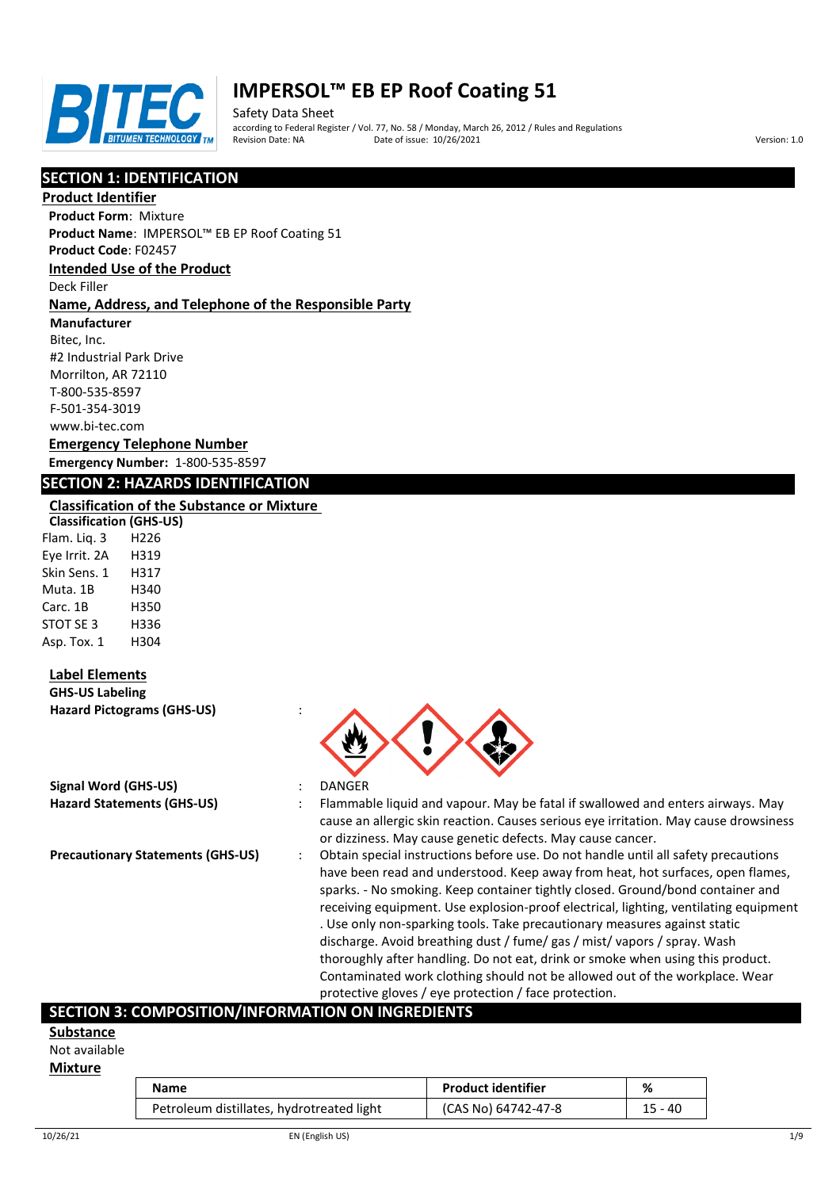# IMPERSOL™ EB EP Roof Coating 51

Safety Data Sheet
according to Federal Register / Vol. 77, No. 58 / Monday, March 26, 2012 / Rules and Regulations
Revision Date: NA Date of issue: 10/26/2021 Version: 1.0

## SECTION 1: IDENTIFICATION

### Product Identifier

**Product Form**: Mixture
**Product Name**: IMPERSOL™ EB EP Roof Coating 51
**Product Code**: F02457

### Intended Use of the Product

Deck Filler

### Name, Address, and Telephone of the Responsible Party

**Manufacturer**
Bitec, Inc.
#2 Industrial Park Drive
Morrilton, AR 72110
T-800-535-8597
F-501-354-3019
www.bi-tec.com

### Emergency Telephone Number

**Emergency Number:** 1-800-535-8597

## SECTION 2: HAZARDS IDENTIFICATION

### Classification of the Substance or Mixture

**Classification (GHS-US)**

| | |
|---|---|
| Flam. Liq. 3 | H226 |
| Eye Irrit. 2A | H319 |
| Skin Sens. 1 | H317 |
| Muta. 1B | H340 |
| Carc. 1B | H350 |
| STOT SE 3 | H336 |
| Asp. Tox. 1 | H304 |

### Label Elements

**GHS-US Labeling**

**Hazard Pictograms (GHS-US)** :

**Signal Word (GHS-US)** : DANGER

**Hazard Statements (GHS-US)** : Flammable liquid and vapour. May be fatal if swallowed and enters airways. May cause an allergic skin reaction. Causes serious eye irritation. May cause drowsiness or dizziness. May cause genetic defects. May cause cancer.

**Precautionary Statements (GHS-US)** : Obtain special instructions before use. Do not handle until all safety precautions have been read and understood. Keep away from heat, hot surfaces, open flames, sparks. - No smoking. Keep container tightly closed. Ground/bond container and receiving equipment. Use explosion-proof electrical, lighting, ventilating equipment . Use only non-sparking tools. Take precautionary measures against static discharge. Avoid breathing dust / fume/ gas / mist/ vapors / spray. Wash thoroughly after handling. Do not eat, drink or smoke when using this product. Contaminated work clothing should not be allowed out of the workplace. Wear protective gloves / eye protection / face protection.

## SECTION 3: COMPOSITION/INFORMATION ON INGREDIENTS

### Substance

Not available

### Mixture

| Name | Product identifier | % |
|---|---|---|
| Petroleum distillates, hydrotreated light | (CAS No) 64742-47-8 | 15 - 40 |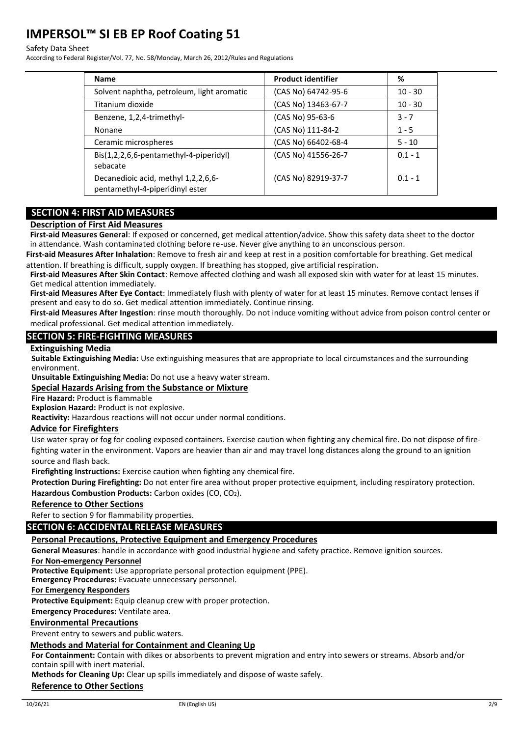| Name | Product identifier | % |
|---|---|---|
| Solvent naphtha, petroleum, light aromatic | (CAS No) 64742-95-6 | 10 - 30 |
| Titanium dioxide | (CAS No) 13463-67-7 | 10 - 30 |
| Benzene, 1,2,4-trimethyl- | (CAS No) 95-63-6 | 3 - 7 |
| Nonane | (CAS No) 111-84-2 | 1 - 5 |
| Ceramic microspheres | (CAS No) 66402-68-4 | 5 - 10 |
| Bis(1,2,2,6,6-pentamethyl-4-piperidyl) sebacate | (CAS No) 41556-26-7 | 0.1 - 1 |
| Decanedioic acid, methyl 1,2,2,6,6-pentamethyl-4-piperidinyl ester | (CAS No) 82919-37-7 | 0.1 - 1 |

## SECTION 4: FIRST AID MEASURES

### Description of First Aid Measures

**First-aid Measures General**: If exposed or concerned, get medical attention/advice. Show this safety data sheet to the doctor in attendance. Wash contaminated clothing before re-use. Never give anything to an unconscious person.

**First-aid Measures After Inhalation**: Remove to fresh air and keep at rest in a position comfortable for breathing. Get medical attention. If breathing is difficult, supply oxygen. If breathing has stopped, give artificial respiration.

**First-aid Measures After Skin Contact**: Remove affected clothing and wash all exposed skin with water for at least 15 minutes. Get medical attention immediately.

**First-aid Measures After Eye Contact**: Immediately flush with plenty of water for at least 15 minutes. Remove contact lenses if present and easy to do so. Get medical attention immediately. Continue rinsing.

**First-aid Measures After Ingestion**: rinse mouth thoroughly. Do not induce vomiting without advice from poison control center or medical professional. Get medical attention immediately.

## SECTION 5: FIRE-FIGHTING MEASURES

### Extinguishing Media

**Suitable Extinguishing Media:** Use extinguishing measures that are appropriate to local circumstances and the surrounding environment.

**Unsuitable Extinguishing Media:** Do not use a heavy water stream.

### Special Hazards Arising from the Substance or Mixture

**Fire Hazard:** Product is flammable

**Explosion Hazard:** Product is not explosive.

**Reactivity:** Hazardous reactions will not occur under normal conditions.

### Advice for Firefighters

Use water spray or fog for cooling exposed containers. Exercise caution when fighting any chemical fire. Do not dispose of fire-fighting water in the environment. Vapors are heavier than air and may travel long distances along the ground to an ignition source and flash back.

**Firefighting Instructions:** Exercise caution when fighting any chemical fire.

**Protection During Firefighting:** Do not enter fire area without proper protective equipment, including respiratory protection.

**Hazardous Combustion Products:** Carbon oxides (CO, $CO_2$).

### Reference to Other Sections

Refer to section 9 for flammability properties.

## SECTION 6: ACCIDENTAL RELEASE MEASURES

### Personal Precautions, Protective Equipment and Emergency Procedures

**General Measures**: handle in accordance with good industrial hygiene and safety practice. Remove ignition sources.

#### For Non-emergency Personnel

**Protective Equipment:** Use appropriate personal protection equipment (PPE).

**Emergency Procedures:** Evacuate unnecessary personnel.

#### For Emergency Responders

**Protective Equipment:** Equip cleanup crew with proper protection.

**Emergency Procedures:** Ventilate area.

### Environmental Precautions

Prevent entry to sewers and public waters.

### Methods and Material for Containment and Cleaning Up

**For Containment:** Contain with dikes or absorbents to prevent migration and entry into sewers or streams. Absorb and/or contain spill with inert material.

**Methods for Cleaning Up:** Clear up spills immediately and dispose of waste safely.

### Reference to Other Sections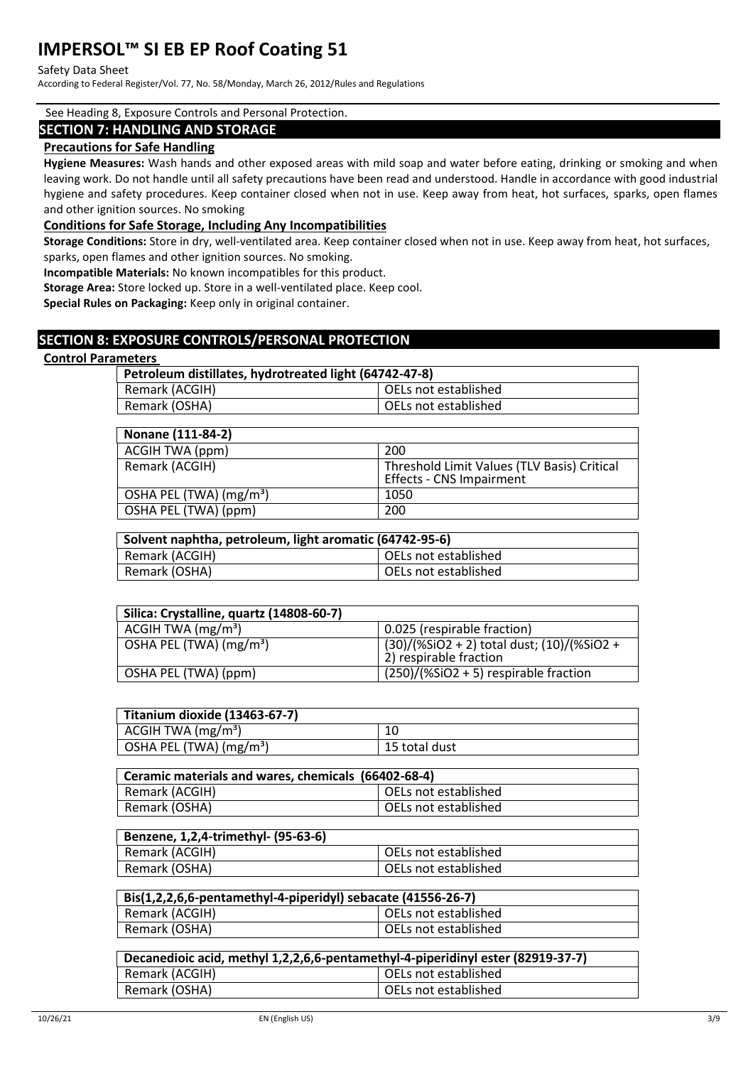See Heading 8, Exposure Controls and Personal Protection.

## SECTION 7: HANDLING AND STORAGE

### Precautions for Safe Handling

**Hygiene Measures:** Wash hands and other exposed areas with mild soap and water before eating, drinking or smoking and when leaving work. Do not handle until all safety precautions have been read and understood. Handle in accordance with good industrial hygiene and safety procedures. Keep container closed when not in use. Keep away from heat, hot surfaces, sparks, open flames and other ignition sources. No smoking

### Conditions for Safe Storage, Including Any Incompatibilities

**Storage Conditions:** Store in dry, well-ventilated area. Keep container closed when not in use. Keep away from heat, hot surfaces, sparks, open flames and other ignition sources. No smoking.

**Incompatible Materials:** No known incompatibles for this product.

**Storage Area:** Store locked up. Store in a well-ventilated place. Keep cool.

**Special Rules on Packaging:** Keep only in original container.

## SECTION 8: EXPOSURE CONTROLS/PERSONAL PROTECTION

### Control Parameters

| Petroleum distillates, hydrotreated light (64742-47-8) | |
|---|---|
| Remark (ACGIH) | OELs not established |
| Remark (OSHA) | OELs not established |

| Nonane (111-84-2) | |
|---|---|
| ACGIH TWA (ppm) | 200 |
| Remark (ACGIH) | Threshold Limit Values (TLV Basis) Critical Effects - CNS Impairment |
| OSHA PEL (TWA) (mg/m³) | 1050 |
| OSHA PEL (TWA) (ppm) | 200 |

| Solvent naphtha, petroleum, light aromatic (64742-95-6) | |
|---|---|
| Remark (ACGIH) | OELs not established |
| Remark (OSHA) | OELs not established |

| Silica: Crystalline, quartz (14808-60-7) | |
|---|---|
| ACGIH TWA (mg/m³) | 0.025 (respirable fraction) |
| OSHA PEL (TWA) (mg/m³) | (30)/(%SiO2 + 2) total dust; (10)/(%SiO2 + 2) respirable fraction |
| OSHA PEL (TWA) (ppm) | (250)/(%SiO2 + 5) respirable fraction |

| Titanium dioxide (13463-67-7) | |
|---|---|
| ACGIH TWA (mg/m³) | 10 |
| OSHA PEL (TWA) (mg/m³) | 15 total dust |

| Ceramic materials and wares, chemicals (66402-68-4) | |
|---|---|
| Remark (ACGIH) | OELs not established |
| Remark (OSHA) | OELs not established |

| Benzene, 1,2,4-trimethyl- (95-63-6) | |
|---|---|
| Remark (ACGIH) | OELs not established |
| Remark (OSHA) | OELs not established |

| Bis(1,2,2,6,6-pentamethyl-4-piperidyl) sebacate (41556-26-7) | |
|---|---|
| Remark (ACGIH) | OELs not established |
| Remark (OSHA) | OELs not established |

| Decanedioic acid, methyl 1,2,2,6,6-pentamethyl-4-piperidinyl ester (82919-37-7) | |
|---|---|
| Remark (ACGIH) | OELs not established |
| Remark (OSHA) | OELs not established |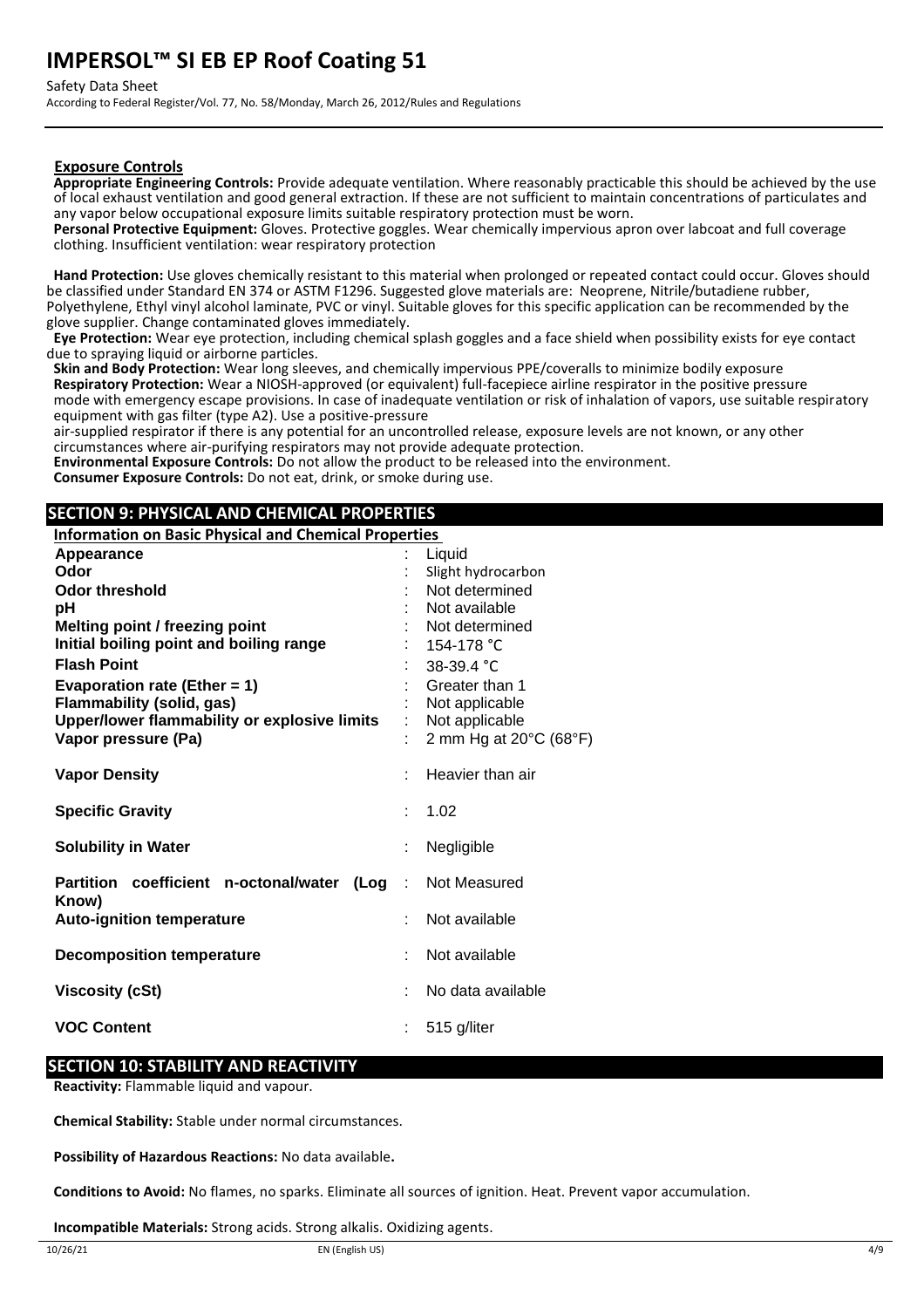### Exposure Controls

**Appropriate Engineering Controls:** Provide adequate ventilation. Where reasonably practicable this should be achieved by the use of local exhaust ventilation and good general extraction. If these are not sufficient to maintain concentrations of particulates and any vapor below occupational exposure limits suitable respiratory protection must be worn.

**Personal Protective Equipment:** Gloves. Protective goggles. Wear chemically impervious apron over labcoat and full coverage clothing. Insufficient ventilation: wear respiratory protection

**Hand Protection:** Use gloves chemically resistant to this material when prolonged or repeated contact could occur. Gloves should be classified under Standard EN 374 or ASTM F1296. Suggested glove materials are: Neoprene, Nitrile/butadiene rubber, Polyethylene, Ethyl vinyl alcohol laminate, PVC or vinyl. Suitable gloves for this specific application can be recommended by the glove supplier. Change contaminated gloves immediately.

**Eye Protection:** Wear eye protection, including chemical splash goggles and a face shield when possibility exists for eye contact due to spraying liquid or airborne particles.

**Skin and Body Protection:** Wear long sleeves, and chemically impervious PPE/coveralls to minimize bodily exposure

**Respiratory Protection:** Wear a NIOSH-approved (or equivalent) full-facepiece airline respirator in the positive pressure mode with emergency escape provisions. In case of inadequate ventilation or risk of inhalation of vapors, use suitable respiratory equipment with gas filter (type A2). Use a positive-pressure air-supplied respirator if there is any potential for an uncontrolled release, exposure levels are not known, or any other circumstances where air-purifying respirators may not provide adequate protection.

**Environmental Exposure Controls:** Do not allow the product to be released into the environment.

**Consumer Exposure Controls:** Do not eat, drink, or smoke during use.

## SECTION 9: PHYSICAL AND CHEMICAL PROPERTIES

### Information on Basic Physical and Chemical Properties

| | |
|---|---|
| **Appearance** | Liquid |
| **Odor** | Slight hydrocarbon |
| **Odor threshold** | Not determined |
| **pH** | Not available |
| **Melting point / freezing point** | Not determined |
| **Initial boiling point and boiling range** | 154-178 °C |
| **Flash Point** | 38-39.4 °C |
| **Evaporation rate (Ether = 1)** | Greater than 1 |
| **Flammability (solid, gas)** | Not applicable |
| **Upper/lower flammability or explosive limits** | Not applicable |
| **Vapor pressure (Pa)** | 2 mm Hg at 20°C (68°F) |
| **Vapor Density** | Heavier than air |
| **Specific Gravity** | 1.02 |
| **Solubility in Water** | Negligible |
| **Partition coefficient n-octonal/water (Log Know)** | Not Measured |
| **Auto-ignition temperature** | Not available |
| **Decomposition temperature** | Not available |
| **Viscosity (cSt)** | No data available |
| **VOC Content** | 515 g/liter |

## SECTION 10: STABILITY AND REACTIVITY

**Reactivity:** Flammable liquid and vapour.

**Chemical Stability:** Stable under normal circumstances.

**Possibility of Hazardous Reactions:** No data available**.**

**Conditions to Avoid:** No flames, no sparks. Eliminate all sources of ignition. Heat. Prevent vapor accumulation.

**Incompatible Materials:** Strong acids. Strong alkalis. Oxidizing agents.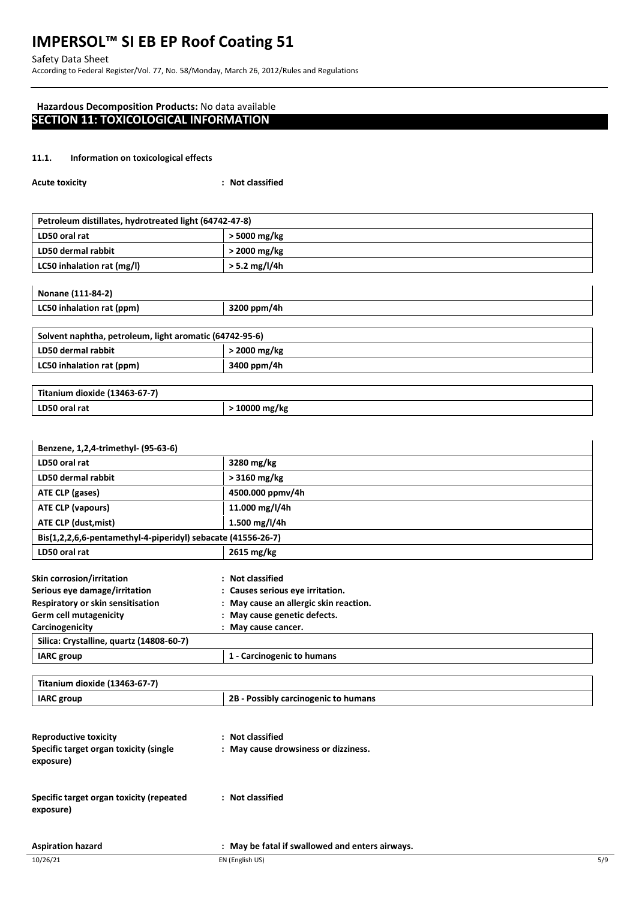**Hazardous Decomposition Products:** No data available

## SECTION 11: TOXICOLOGICAL INFORMATION

### 11.1. Information on toxicological effects

**Acute toxicity** : **Not classified**

| **Petroleum distillates, hydrotreated light (64742-47-8)** | |
|---|---|
| **LD50 oral rat** | **> 5000 mg/kg** |
| **LD50 dermal rabbit** | **> 2000 mg/kg** |
| **LC50 inhalation rat (mg/l)** | **> 5.2 mg/l/4h** |

| **Nonane (111-84-2)** | |
|---|---|
| **LC50 inhalation rat (ppm)** | **3200 ppm/4h** |

| **Solvent naphtha, petroleum, light aromatic (64742-95-6)** | |
|---|---|
| **LD50 dermal rabbit** | **> 2000 mg/kg** |
| **LC50 inhalation rat (ppm)** | **3400 ppm/4h** |

| **Titanium dioxide (13463-67-7)** | |
|---|---|
| **LD50 oral rat** | **> 10000 mg/kg** |

| **Benzene, 1,2,4-trimethyl- (95-63-6)** | |
|---|---|
| **LD50 oral rat** | **3280 mg/kg** |
| **LD50 dermal rabbit** | **> 3160 mg/kg** |
| **ATE CLP (gases)** | **4500.000 ppmv/4h** |
| **ATE CLP (vapours)** | **11.000 mg/l/4h** |
| **ATE CLP (dust,mist)** | **1.500 mg/l/4h** |
| **Bis(1,2,2,6,6-pentamethyl-4-piperidyl) sebacate (41556-26-7)** | |
| **LD50 oral rat** | **2615 mg/kg** |

**Skin corrosion/irritation** : **Not classified**

**Serious eye damage/irritation** : **Causes serious eye irritation.**

**Respiratory or skin sensitisation** : **May cause an allergic skin reaction.**

**Germ cell mutagenicity** : **May cause genetic defects.**

**Carcinogenicity** : **May cause cancer.**

| **Silica: Crystalline, quartz (14808-60-7)** | |
|---|---|
| **IARC group** | **1 - Carcinogenic to humans** |

| **Titanium dioxide (13463-67-7)** | |
|---|---|
| **IARC group** | **2B - Possibly carcinogenic to humans** |

**Reproductive toxicity** : **Not classified**

**Specific target organ toxicity (single exposure)** : **May cause drowsiness or dizziness.**

**Specific target organ toxicity (repeated exposure)** : **Not classified**

**Aspiration hazard** : **May be fatal if swallowed and enters airways.**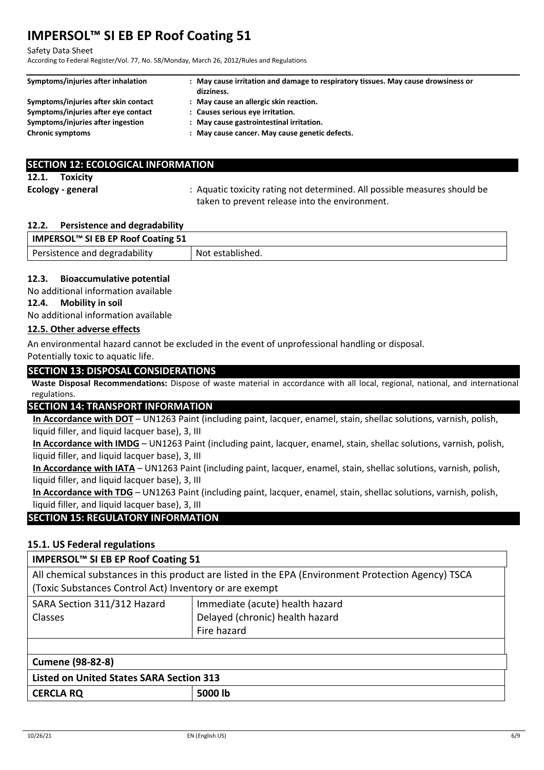| | |
|---|---|
| **Symptoms/injuries after inhalation** | : **May cause irritation and damage to respiratory tissues. May cause drowsiness or dizziness.** |
| **Symptoms/injuries after skin contact** | : **May cause an allergic skin reaction.** |
| **Symptoms/injuries after eye contact** | : **Causes serious eye irritation.** |
| **Symptoms/injuries after ingestion** | : **May cause gastrointestinal irritation.** |
| **Chronic symptoms** | : **May cause cancer. May cause genetic defects.** |

## SECTION 12: ECOLOGICAL INFORMATION

### 12.1. Toxicity

**Ecology - general** : Aquatic toxicity rating not determined. All possible measures should be taken to prevent release into the environment.

### 12.2. Persistence and degradability

| IMPERSOL™ SI EB EP Roof Coating 51 | |
|---|---|
| Persistence and degradability | Not established. |

### 12.3. Bioaccumulative potential

No additional information available

### 12.4. Mobility in soil

No additional information available

### 12.5. Other adverse effects

An environmental hazard cannot be excluded in the event of unprofessional handling or disposal.
Potentially toxic to aquatic life.

## SECTION 13: DISPOSAL CONSIDERATIONS

**Waste Disposal Recommendations:** Dispose of waste material in accordance with all local, regional, national, and international regulations.

## SECTION 14: TRANSPORT INFORMATION

**In Accordance with DOT** – UN1263 Paint (including paint, lacquer, enamel, stain, shellac solutions, varnish, polish, liquid filler, and liquid lacquer base), 3, III

**In Accordance with IMDG** – UN1263 Paint (including paint, lacquer, enamel, stain, shellac solutions, varnish, polish, liquid filler, and liquid lacquer base), 3, III

**In Accordance with IATA** – UN1263 Paint (including paint, lacquer, enamel, stain, shellac solutions, varnish, polish, liquid filler, and liquid lacquer base), 3, III

**In Accordance with TDG** – UN1263 Paint (including paint, lacquer, enamel, stain, shellac solutions, varnish, polish, liquid filler, and liquid lacquer base), 3, III

## SECTION 15: REGULATORY INFORMATION

### 15.1. US Federal regulations

| IMPERSOL™ SI EB EP Roof Coating 51 | |
|---|---|
| All chemical substances in this product are listed in the EPA (Environment Protection Agency) TSCA (Toxic Substances Control Act) Inventory or are exempt | |
| SARA Section 311/312 Hazard Classes | Immediate (acute) health hazard<br>Delayed (chronic) health hazard<br>Fire hazard |
| | |
| **Cumene (98-82-8)** | |
| **Listed on United States SARA Section 313** | |
| **CERCLA RQ** | **5000 lb** |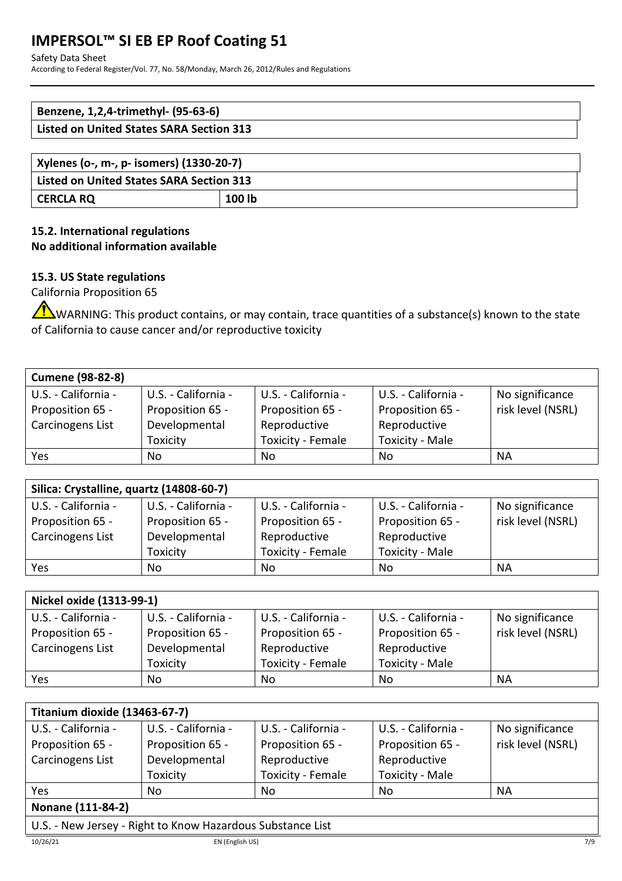| Benzene, 1,2,4-trimethyl- (95-63-6) |
|---|
| Listed on United States SARA Section 313 |

| Xylenes (o-, m-, p- isomers) (1330-20-7) | |
|---|---|
| Listed on United States SARA Section 313 | |
| CERCLA RQ | 100 lb |

### 15.2. International regulations

**No additional information available**

### 15.3. US State regulations

California Proposition 65

⚠WARNING: This product contains, or may contain, trace quantities of a substance(s) known to the state of California to cause cancer and/or reproductive toxicity

| Cumene (98-82-8) | | | | |
|---|---|---|---|---|
| U.S. - California - Proposition 65 - Carcinogens List | U.S. - California - Proposition 65 - Developmental Toxicity | U.S. - California - Proposition 65 - Reproductive Toxicity - Female | U.S. - California - Proposition 65 - Reproductive Toxicity - Male | No significance risk level (NSRL) |
| Yes | No | No | No | NA |

| Silica: Crystalline, quartz (14808-60-7) | | | | |
|---|---|---|---|---|
| U.S. - California - Proposition 65 - Carcinogens List | U.S. - California - Proposition 65 - Developmental Toxicity | U.S. - California - Proposition 65 - Reproductive Toxicity - Female | U.S. - California - Proposition 65 - Reproductive Toxicity - Male | No significance risk level (NSRL) |
| Yes | No | No | No | NA |

| Nickel oxide (1313-99-1) | | | | |
|---|---|---|---|---|
| U.S. - California - Proposition 65 - Carcinogens List | U.S. - California - Proposition 65 - Developmental Toxicity | U.S. - California - Proposition 65 - Reproductive Toxicity - Female | U.S. - California - Proposition 65 - Reproductive Toxicity - Male | No significance risk level (NSRL) |
| Yes | No | No | No | NA |

| Titanium dioxide (13463-67-7) | | | | |
|---|---|---|---|---|
| U.S. - California - Proposition 65 - Carcinogens List | U.S. - California - Proposition 65 - Developmental Toxicity | U.S. - California - Proposition 65 - Reproductive Toxicity - Female | U.S. - California - Proposition 65 - Reproductive Toxicity - Male | No significance risk level (NSRL) |
| Yes | No | No | No | NA |

| Nonane (111-84-2) |
|---|
| U.S. - New Jersey - Right to Know Hazardous Substance List |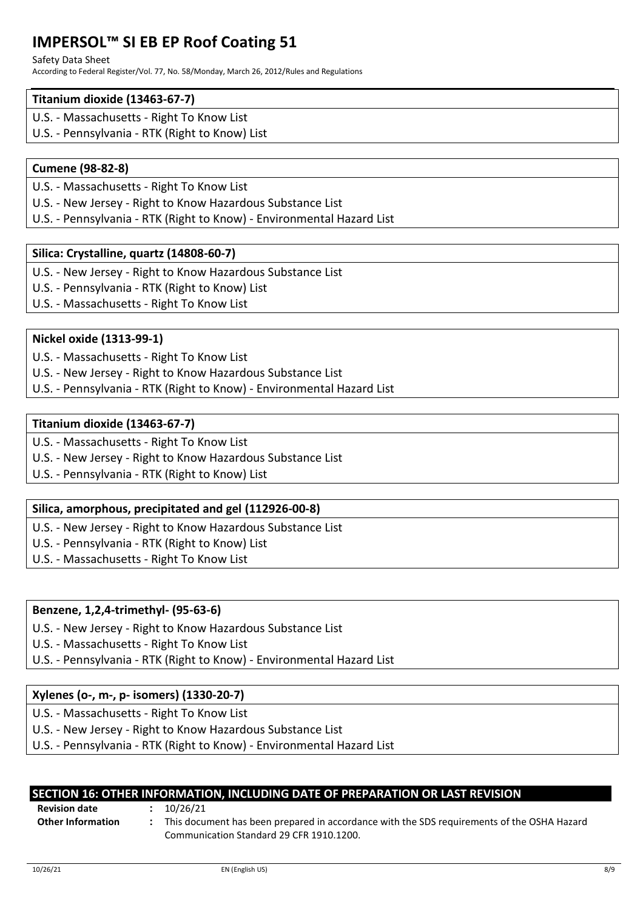**Titanium dioxide (13463-67-7)**

U.S. - Massachusetts - Right To Know List
U.S. - Pennsylvania - RTK (Right to Know) List

**Cumene (98-82-8)**

U.S. - Massachusetts - Right To Know List
U.S. - New Jersey - Right to Know Hazardous Substance List
U.S. - Pennsylvania - RTK (Right to Know) - Environmental Hazard List

**Silica: Crystalline, quartz (14808-60-7)**

U.S. - New Jersey - Right to Know Hazardous Substance List
U.S. - Pennsylvania - RTK (Right to Know) List
U.S. - Massachusetts - Right To Know List

**Nickel oxide (1313-99-1)**

U.S. - Massachusetts - Right To Know List
U.S. - New Jersey - Right to Know Hazardous Substance List
U.S. - Pennsylvania - RTK (Right to Know) - Environmental Hazard List

**Titanium dioxide (13463-67-7)**

U.S. - Massachusetts - Right To Know List
U.S. - New Jersey - Right to Know Hazardous Substance List
U.S. - Pennsylvania - RTK (Right to Know) List

**Silica, amorphous, precipitated and gel (112926-00-8)**

U.S. - New Jersey - Right to Know Hazardous Substance List
U.S. - Pennsylvania - RTK (Right to Know) List
U.S. - Massachusetts - Right To Know List

**Benzene, 1,2,4-trimethyl- (95-63-6)**

U.S. - New Jersey - Right to Know Hazardous Substance List
U.S. - Massachusetts - Right To Know List
U.S. - Pennsylvania - RTK (Right to Know) - Environmental Hazard List

**Xylenes (o-, m-, p- isomers) (1330-20-7)**

U.S. - Massachusetts - Right To Know List
U.S. - New Jersey - Right to Know Hazardous Substance List
U.S. - Pennsylvania - RTK (Right to Know) - Environmental Hazard List

## SECTION 16: OTHER INFORMATION, INCLUDING DATE OF PREPARATION OR LAST REVISION

**Revision date** : 10/26/21

**Other Information** : This document has been prepared in accordance with the SDS requirements of the OSHA Hazard Communication Standard 29 CFR 1910.1200.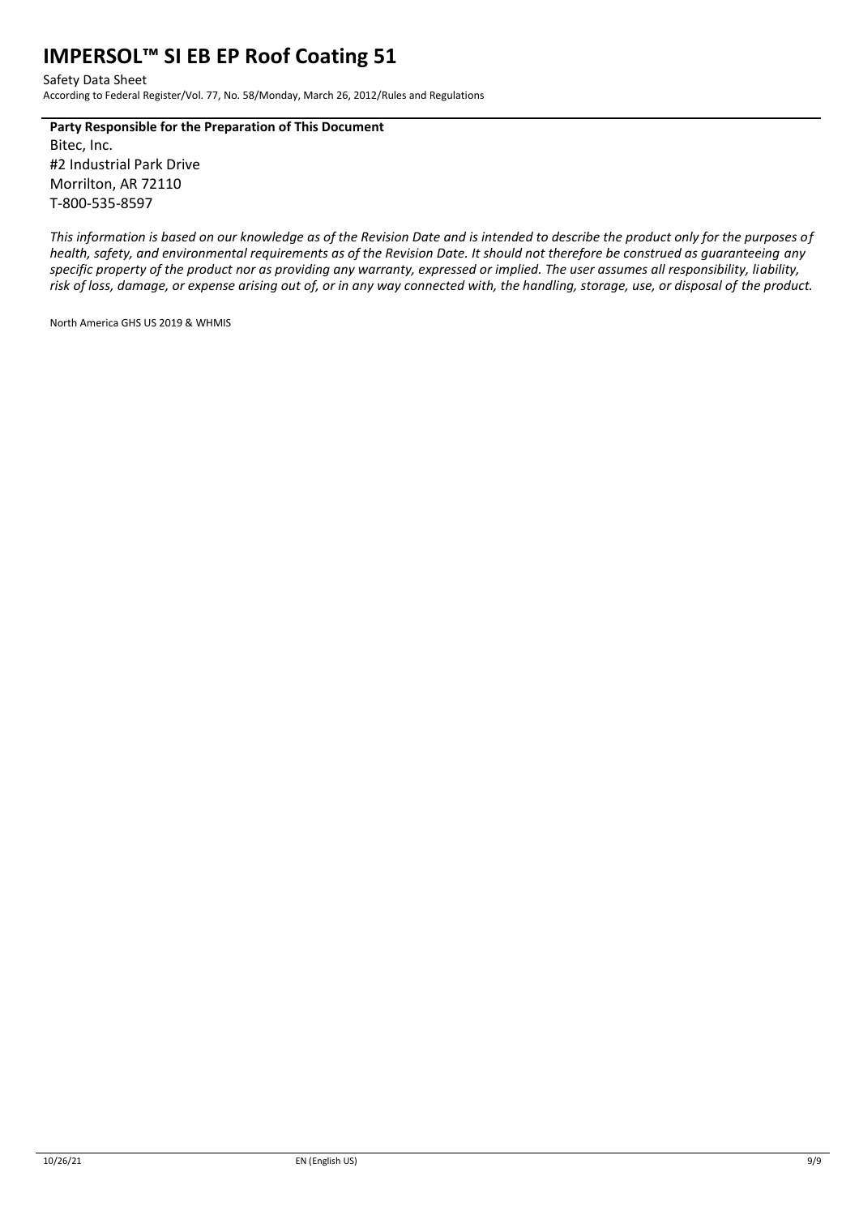**Party Responsible for the Preparation of This Document**

Bitec, Inc.
#2 Industrial Park Drive
Morrilton, AR 72110
T-800-535-8597

*This information is based on our knowledge as of the Revision Date and is intended to describe the product only for the purposes of health, safety, and environmental requirements as of the Revision Date. It should not therefore be construed as guaranteeing any specific property of the product nor as providing any warranty, expressed or implied. The user assumes all responsibility, liability, risk of loss, damage, or expense arising out of, or in any way connected with, the handling, storage, use, or disposal of the product.*

North America GHS US 2019 & WHMIS